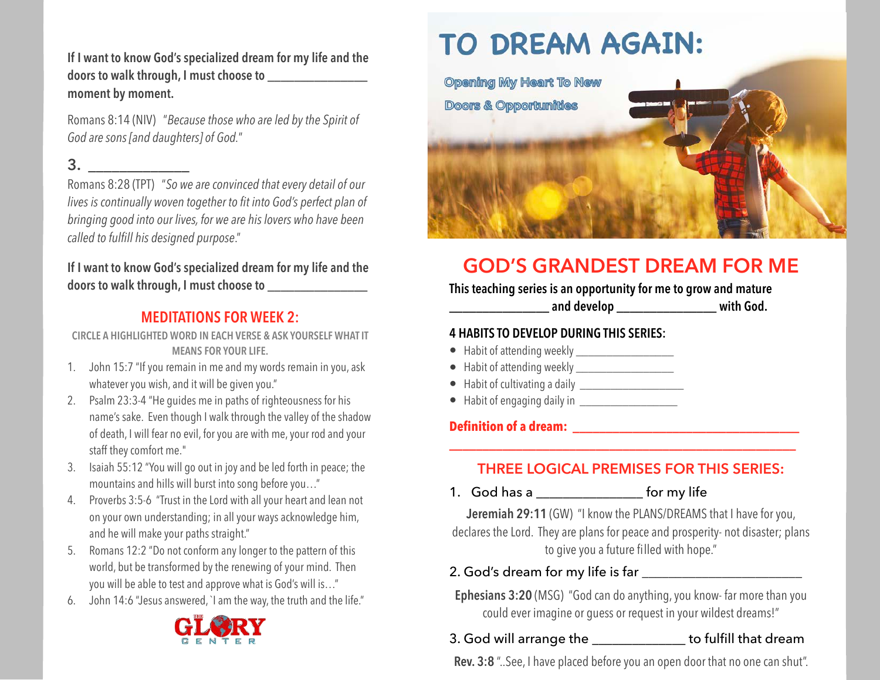If I want to know God's specialized dream for my life and the doors to walk through, I must choose to ________________ moment by moment.

Romans 8:14 (NIV) "*Because those who are led by the Spirit of God are sons [and daughters] of God.*"

3. ______________

Romans 8:28 (TPT) "*So we are convinced that every detail of our lives is continually woven together to fit into God's perfect plan of bringing good into our lives, for we are his lovers who have been called to fulfill his designed purpose.*"

If I want to know God's specialized dream for my life and the doors to walk through, I must choose to ________________

## MEDITATIONS FOR WEEK 2:

CIRCLE A HIGHLIGHTED WORD IN EACH VERSE & ASK YOURSELF WHAT IT MEANS FOR YOUR LIFE.

1. John 15:7 "If you remain in me and my words remain in you, ask whatever you wish, and it will be given you."
2. Psalm 23:3-4 "He guides me in paths of righteousness for his name's sake. Even though I walk through the valley of the shadow of death, I will fear no evil, for you are with me, your rod and your staff they comfort me."
3. Isaiah 55:12 "You will go out in joy and be led forth in peace; the mountains and hills will burst into song before you…"
4. Proverbs 3:5-6 "Trust in the Lord with all your heart and lean not on your own understanding; in all your ways acknowledge him, and he will make your paths straight."
5. Romans 12:2 "Do not conform any longer to the pattern of this world, but be transformed by the renewing of your mind. Then you will be able to test and approve what is God's will is…"
6. John 14:6 "Jesus answered, `I am the way, the truth and the life."

THE GLORY CENTER

# TO DREAM AGAIN:

Opening My Heart To New

Doors & Opportunities

## GOD'S GRANDEST DREAM FOR ME

**This teaching series is an opportunity for me to grow and mature ________________ and develop ________________ with God.**

### 4 HABITS TO DEVELOP DURING THIS SERIES:

- Habit of attending weekly ________________
- Habit of attending weekly ________________
- Habit of cultivating a daily ________________
- Habit of engaging daily in ________________

**Definition of a dream: ____________________________________**

____________________________________________________

## THREE LOGICAL PREMISES FOR THIS SERIES:

1. God has a _______________ for my life

**Jeremiah 29:11** (GW) "I know the PLANS/DREAMS that I have for you, declares the Lord. They are plans for peace and prosperity- not disaster; plans to give you a future filled with hope."

2. God's dream for my life is far _______________________

**Ephesians 3:20** (MSG) "God can do anything, you know- far more than you could ever imagine or guess or request in your wildest dreams!"

3. God will arrange the _____________ to fulfill that dream

**Rev. 3:8** "..See, I have placed before you an open door that no one can shut".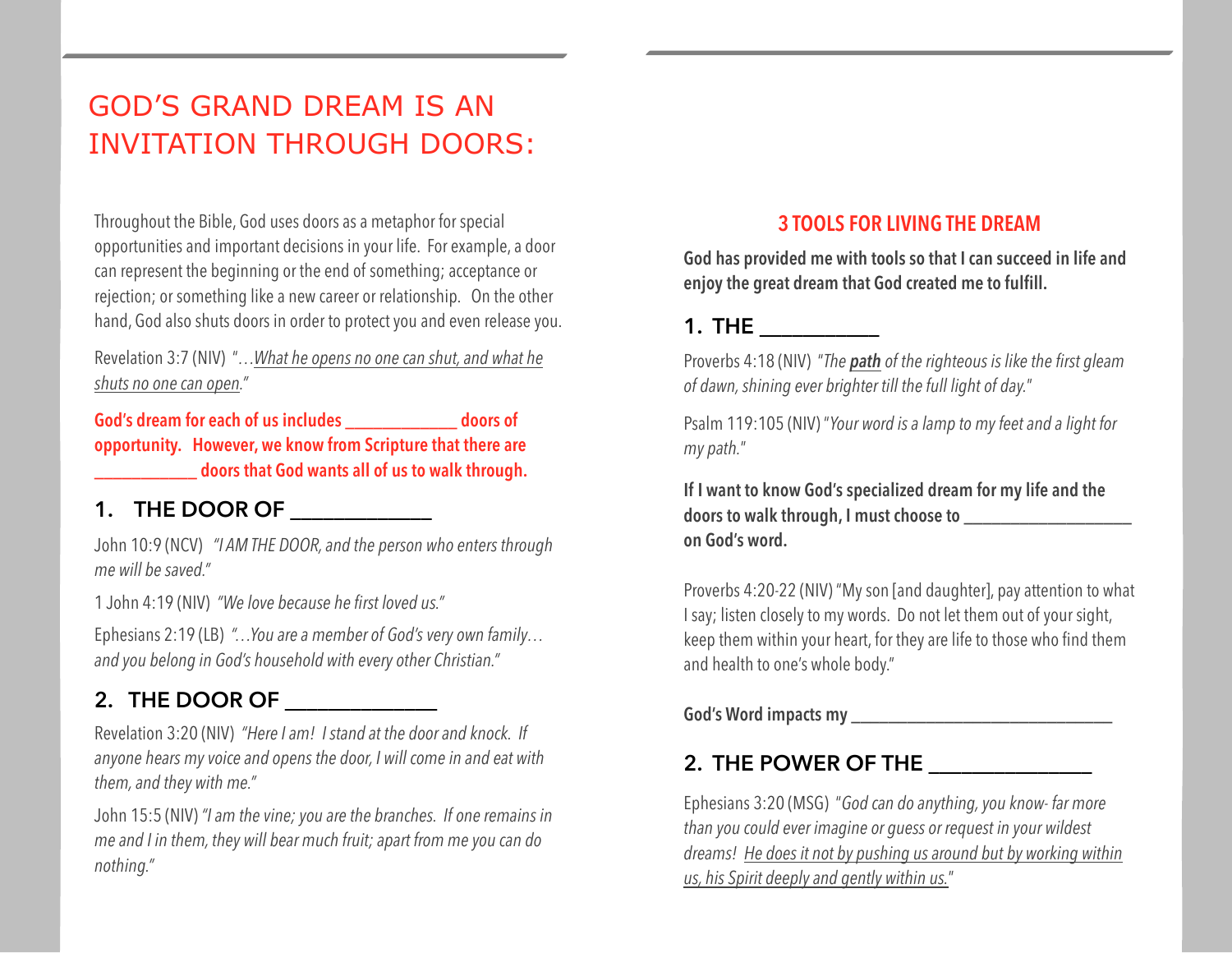# GOD'S GRAND DREAM IS AN INVITATION THROUGH DOORS:

Throughout the Bible, God uses doors as a metaphor for special opportunities and important decisions in your life. For example, a door can represent the beginning or the end of something; acceptance or rejection; or something like a new career or relationship. On the other hand, God also shuts doors in order to protect you and even release you.

Revelation 3:7 (NIV) "…*What he opens no one can shut, and what he shuts no one can open.*"

**God's dream for each of us includes _____________ doors of opportunity. However, we know from Scripture that there are ___________ doors that God wants all of us to walk through.**

## 1. THE DOOR OF ____________

John 10:9 (NCV) *"I AM THE DOOR, and the person who enters through me will be saved."*

1 John 4:19 (NIV) *"We love because he first loved us."*

Ephesians 2:19 (LB) *"…You are a member of God's very own family… and you belong in God's household with every other Christian."*

## 2. THE DOOR OF _____________

Revelation 3:20 (NIV) *"Here I am! I stand at the door and knock. If anyone hears my voice and opens the door, I will come in and eat with them, and they with me."*

John 15:5 (NIV) *"I am the vine; you are the branches. If one remains in me and I in them, they will bear much fruit; apart from me you can do nothing."*

## 3 TOOLS FOR LIVING THE DREAM

**God has provided me with tools so that I can succeed in life and enjoy the great dream that God created me to fulfill.**

## 1. THE __________

Proverbs 4:18 (NIV) *"The **path** of the righteous is like the first gleam of dawn, shining ever brighter till the full light of day."*

Psalm 119:105 (NIV) *"Your word is a lamp to my feet and a light for my path."*

**If I want to know God's specialized dream for my life and the doors to walk through, I must choose to ___________________ on God's word.**

Proverbs 4:20-22 (NIV) "My son [and daughter], pay attention to what I say; listen closely to my words. Do not let them out of your sight, keep them within your heart, for they are life to those who find them and health to one's whole body."

**God's Word impacts my ______________________________**

## 2. THE POWER OF THE ______________

Ephesians 3:20 (MSG) *"God can do anything, you know- far more than you could ever imagine or guess or request in your wildest dreams! He does it not by pushing us around but by working within us, his Spirit deeply and gently within us."*